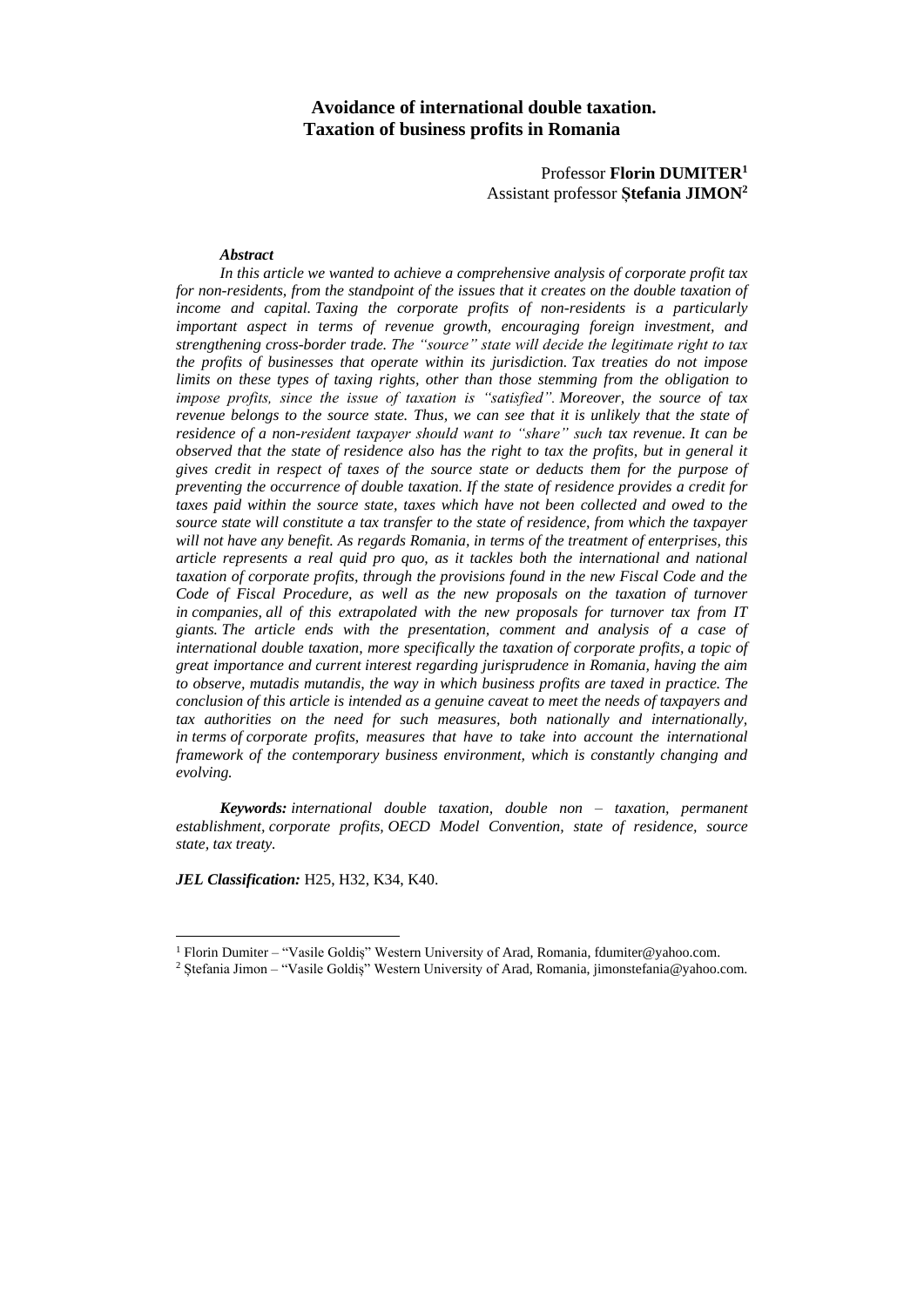# Avoidance of international double taxation. Taxation of business profits in Romania

Professor **Florin DUMITER**[1]
Assistant professor **Ștefania JIMON**[2]

***Abstract***

*In this article we wanted to achieve a comprehensive analysis of corporate profit tax for non-residents, from the standpoint of the issues that it creates on the double taxation of income and capital. Taxing the corporate profits of non-residents is a particularly important aspect in terms of revenue growth, encouraging foreign investment, and strengthening cross-border trade. The "source" state will decide the legitimate right to tax the profits of businesses that operate within its jurisdiction. Tax treaties do not impose limits on these types of taxing rights, other than those stemming from the obligation to impose profits, since the issue of taxation is "satisfied". Moreover, the source of tax revenue belongs to the source state. Thus, we can see that it is unlikely that the state of residence of a non-resident taxpayer should want to "share" such tax revenue. It can be observed that the state of residence also has the right to tax the profits, but in general it gives credit in respect of taxes of the source state or deducts them for the purpose of preventing the occurrence of double taxation. If the state of residence provides a credit for taxes paid within the source state, taxes which have not been collected and owed to the source state will constitute a tax transfer to the state of residence, from which the taxpayer will not have any benefit. As regards Romania, in terms of the treatment of enterprises, this article represents a real quid pro quo, as it tackles both the international and national taxation of corporate profits, through the provisions found in the new Fiscal Code and the Code of Fiscal Procedure, as well as the new proposals on the taxation of turnover in companies, all of this extrapolated with the new proposals for turnover tax from IT giants. The article ends with the presentation, comment and analysis of a case of international double taxation, more specifically the taxation of corporate profits, a topic of great importance and current interest regarding jurisprudence in Romania, having the aim to observe, mutadis mutandis, the way in which business profits are taxed in practice. The conclusion of this article is intended as a genuine caveat to meet the needs of taxpayers and tax authorities on the need for such measures, both nationally and internationally, in terms of corporate profits, measures that have to take into account the international framework of the contemporary business environment, which is constantly changing and evolving.*

***Keywords:*** *international double taxation, double non – taxation, permanent establishment, corporate profits, OECD Model Convention, state of residence, source state, tax treaty.*

***JEL Classification:*** H25, H32, K34, K40.

---

[1] Florin Dumiter – "Vasile Goldiș" Western University of Arad, Romania, fdumiter@yahoo.com.

[2] Ștefania Jimon – "Vasile Goldiș" Western University of Arad, Romania, jimonstefania@yahoo.com.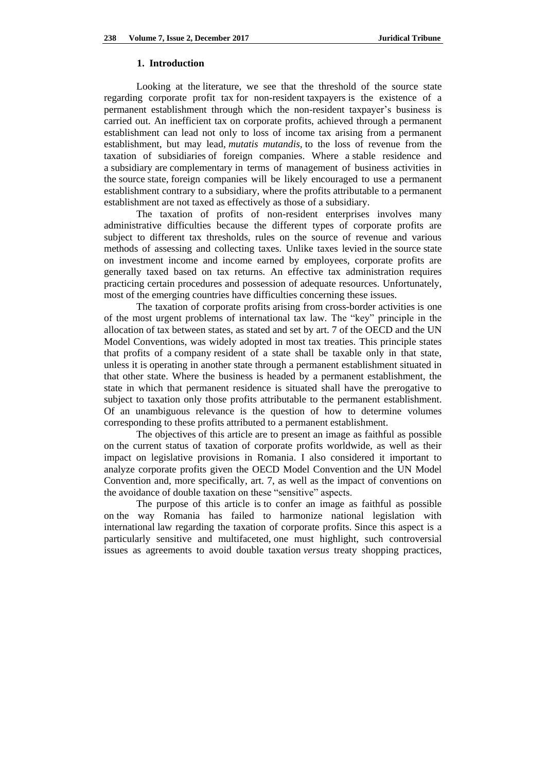## 1. Introduction

Looking at the literature, we see that the threshold of the source state regarding corporate profit tax for non-resident taxpayers is the existence of a permanent establishment through which the non-resident taxpayer's business is carried out. An inefficient tax on corporate profits, achieved through a permanent establishment can lead not only to loss of income tax arising from a permanent establishment, but may lead, *mutatis mutandis,* to the loss of revenue from the taxation of subsidiaries of foreign companies. Where a stable residence and a subsidiary are complementary in terms of management of business activities in the source state, foreign companies will be likely encouraged to use a permanent establishment contrary to a subsidiary, where the profits attributable to a permanent establishment are not taxed as effectively as those of a subsidiary.

The taxation of profits of non-resident enterprises involves many administrative difficulties because the different types of corporate profits are subject to different tax thresholds, rules on the source of revenue and various methods of assessing and collecting taxes. Unlike taxes levied in the source state on investment income and income earned by employees, corporate profits are generally taxed based on tax returns. An effective tax administration requires practicing certain procedures and possession of adequate resources. Unfortunately, most of the emerging countries have difficulties concerning these issues.

The taxation of corporate profits arising from cross-border activities is one of the most urgent problems of international tax law. The "key" principle in the allocation of tax between states, as stated and set by art. 7 of the OECD and the UN Model Conventions, was widely adopted in most tax treaties. This principle states that profits of a company resident of a state shall be taxable only in that state, unless it is operating in another state through a permanent establishment situated in that other state. Where the business is headed by a permanent establishment, the state in which that permanent residence is situated shall have the prerogative to subject to taxation only those profits attributable to the permanent establishment. Of an unambiguous relevance is the question of how to determine volumes corresponding to these profits attributed to a permanent establishment.

The objectives of this article are to present an image as faithful as possible on the current status of taxation of corporate profits worldwide, as well as their impact on legislative provisions in Romania. I also considered it important to analyze corporate profits given the OECD Model Convention and the UN Model Convention and, more specifically, art. 7, as well as the impact of conventions on the avoidance of double taxation on these "sensitive" aspects.

The purpose of this article is to confer an image as faithful as possible on the way Romania has failed to harmonize national legislation with international law regarding the taxation of corporate profits. Since this aspect is a particularly sensitive and multifaceted, one must highlight, such controversial issues as agreements to avoid double taxation *versus* treaty shopping practices,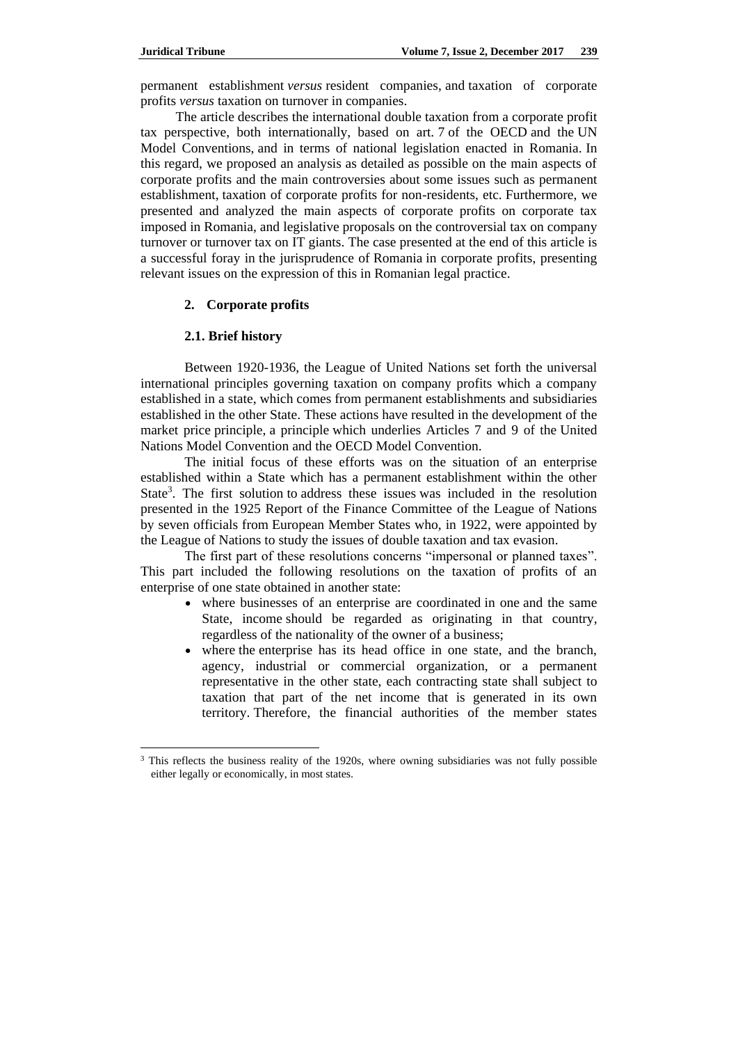permanent establishment *versus* resident companies, and taxation of corporate profits *versus* taxation on turnover in companies.

The article describes the international double taxation from a corporate profit tax perspective, both internationally, based on art. 7 of the OECD and the UN Model Conventions, and in terms of national legislation enacted in Romania. In this regard, we proposed an analysis as detailed as possible on the main aspects of corporate profits and the main controversies about some issues such as permanent establishment, taxation of corporate profits for non-residents, etc. Furthermore, we presented and analyzed the main aspects of corporate profits on corporate tax imposed in Romania, and legislative proposals on the controversial tax on company turnover or turnover tax on IT giants. The case presented at the end of this article is a successful foray in the jurisprudence of Romania in corporate profits, presenting relevant issues on the expression of this in Romanian legal practice.

## 2. Corporate profits

### 2.1. Brief history

Between 1920-1936, the League of United Nations set forth the universal international principles governing taxation on company profits which a company established in a state, which comes from permanent establishments and subsidiaries established in the other State. These actions have resulted in the development of the market price principle, a principle which underlies Articles 7 and 9 of the United Nations Model Convention and the OECD Model Convention.

The initial focus of these efforts was on the situation of an enterprise established within a State which has a permanent establishment within the other State[3]. The first solution to address these issues was included in the resolution presented in the 1925 Report of the Finance Committee of the League of Nations by seven officials from European Member States who, in 1922, were appointed by the League of Nations to study the issues of double taxation and tax evasion.

The first part of these resolutions concerns "impersonal or planned taxes". This part included the following resolutions on the taxation of profits of an enterprise of one state obtained in another state:

- where businesses of an enterprise are coordinated in one and the same State, income should be regarded as originating in that country, regardless of the nationality of the owner of a business;
- where the enterprise has its head office in one state, and the branch, agency, industrial or commercial organization, or a permanent representative in the other state, each contracting state shall subject to taxation that part of the net income that is generated in its own territory. Therefore, the financial authorities of the member states

[3] This reflects the business reality of the 1920s, where owning subsidiaries was not fully possible either legally or economically, in most states.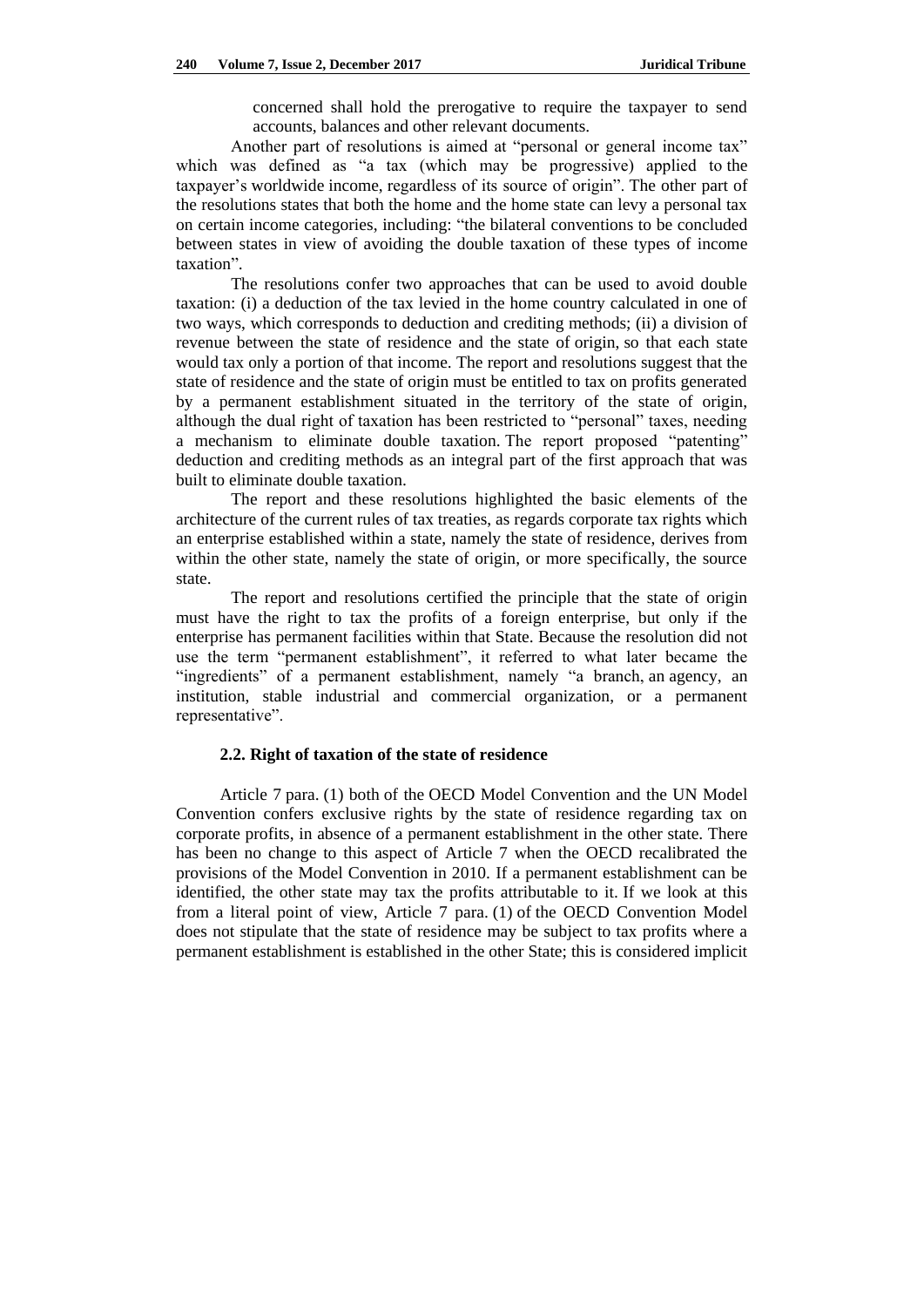concerned shall hold the prerogative to require the taxpayer to send accounts, balances and other relevant documents.

Another part of resolutions is aimed at "personal or general income tax" which was defined as "a tax (which may be progressive) applied to the taxpayer's worldwide income, regardless of its source of origin". The other part of the resolutions states that both the home and the home state can levy a personal tax on certain income categories, including: "the bilateral conventions to be concluded between states in view of avoiding the double taxation of these types of income taxation".

The resolutions confer two approaches that can be used to avoid double taxation: (i) a deduction of the tax levied in the home country calculated in one of two ways, which corresponds to deduction and crediting methods; (ii) a division of revenue between the state of residence and the state of origin, so that each state would tax only a portion of that income. The report and resolutions suggest that the state of residence and the state of origin must be entitled to tax on profits generated by a permanent establishment situated in the territory of the state of origin, although the dual right of taxation has been restricted to "personal" taxes, needing a mechanism to eliminate double taxation. The report proposed "patenting" deduction and crediting methods as an integral part of the first approach that was built to eliminate double taxation.

The report and these resolutions highlighted the basic elements of the architecture of the current rules of tax treaties, as regards corporate tax rights which an enterprise established within a state, namely the state of residence, derives from within the other state, namely the state of origin, or more specifically, the source state.

The report and resolutions certified the principle that the state of origin must have the right to tax the profits of a foreign enterprise, but only if the enterprise has permanent facilities within that State. Because the resolution did not use the term "permanent establishment", it referred to what later became the "ingredients" of a permanent establishment, namely "a branch, an agency, an institution, stable industrial and commercial organization, or a permanent representative".

### 2.2. Right of taxation of the state of residence

Article 7 para. (1) both of the OECD Model Convention and the UN Model Convention confers exclusive rights by the state of residence regarding tax on corporate profits, in absence of a permanent establishment in the other state. There has been no change to this aspect of Article 7 when the OECD recalibrated the provisions of the Model Convention in 2010. If a permanent establishment can be identified, the other state may tax the profits attributable to it. If we look at this from a literal point of view, Article 7 para. (1) of the OECD Convention Model does not stipulate that the state of residence may be subject to tax profits where a permanent establishment is established in the other State; this is considered implicit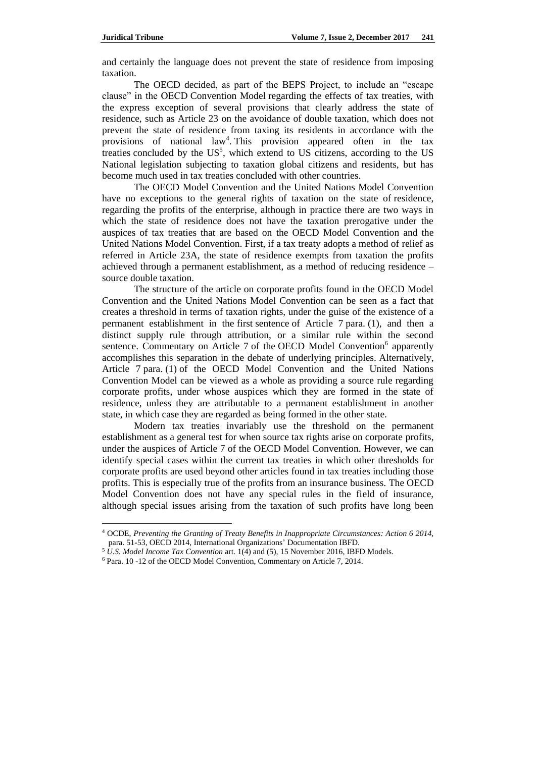and certainly the language does not prevent the state of residence from imposing taxation.

The OECD decided, as part of the BEPS Project, to include an "escape clause" in the OECD Convention Model regarding the effects of tax treaties, with the express exception of several provisions that clearly address the state of residence, such as Article 23 on the avoidance of double taxation, which does not prevent the state of residence from taxing its residents in accordance with the provisions of national law[4]. This provision appeared often in the tax treaties concluded by the US[5], which extend to US citizens, according to the US National legislation subjecting to taxation global citizens and residents, but has become much used in tax treaties concluded with other countries.

The OECD Model Convention and the United Nations Model Convention have no exceptions to the general rights of taxation on the state of residence, regarding the profits of the enterprise, although in practice there are two ways in which the state of residence does not have the taxation prerogative under the auspices of tax treaties that are based on the OECD Model Convention and the United Nations Model Convention. First, if a tax treaty adopts a method of relief as referred in Article 23A, the state of residence exempts from taxation the profits achieved through a permanent establishment, as a method of reducing residence – source double taxation.

The structure of the article on corporate profits found in the OECD Model Convention and the United Nations Model Convention can be seen as a fact that creates a threshold in terms of taxation rights, under the guise of the existence of a permanent establishment in the first sentence of Article 7 para. (1), and then a distinct supply rule through attribution, or a similar rule within the second sentence. Commentary on Article 7 of the OECD Model Convention[6] apparently accomplishes this separation in the debate of underlying principles. Alternatively, Article 7 para. (1) of the OECD Model Convention and the United Nations Convention Model can be viewed as a whole as providing a source rule regarding corporate profits, under whose auspices which they are formed in the state of residence, unless they are attributable to a permanent establishment in another state, in which case they are regarded as being formed in the other state.

Modern tax treaties invariably use the threshold on the permanent establishment as a general test for when source tax rights arise on corporate profits, under the auspices of Article 7 of the OECD Model Convention. However, we can identify special cases within the current tax treaties in which other thresholds for corporate profits are used beyond other articles found in tax treaties including those profits. This is especially true of the profits from an insurance business. The OECD Model Convention does not have any special rules in the field of insurance, although special issues arising from the taxation of such profits have long been

---

[4] OCDE, *Preventing the Granting of Treaty Benefits in Inappropriate Circumstances: Action 6 2014*, para. 51-53, OECD 2014, International Organizations' Documentation IBFD.

[5] *U.S. Model Income Tax Convention* art. 1(4) and (5), 15 November 2016, IBFD Models.

[6] Para. 10 -12 of the OECD Model Convention, Commentary on Article 7, 2014.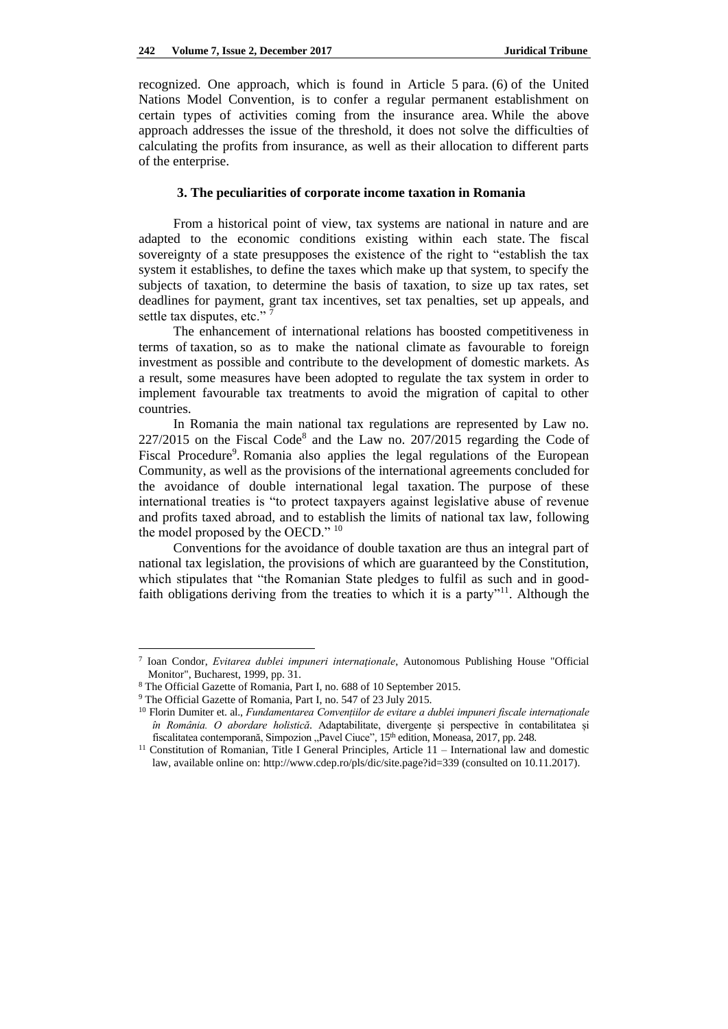recognized. One approach, which is found in Article 5 para. (6) of the United Nations Model Convention, is to confer a regular permanent establishment on certain types of activities coming from the insurance area. While the above approach addresses the issue of the threshold, it does not solve the difficulties of calculating the profits from insurance, as well as their allocation to different parts of the enterprise.

## 3. The peculiarities of corporate income taxation in Romania

From a historical point of view, tax systems are national in nature and are adapted to the economic conditions existing within each state. The fiscal sovereignty of a state presupposes the existence of the right to "establish the tax system it establishes, to define the taxes which make up that system, to specify the subjects of taxation, to determine the basis of taxation, to size up tax rates, set deadlines for payment, grant tax incentives, set tax penalties, set up appeals, and settle tax disputes, etc." [7]

The enhancement of international relations has boosted competitiveness in terms of taxation, so as to make the national climate as favourable to foreign investment as possible and contribute to the development of domestic markets. As a result, some measures have been adopted to regulate the tax system in order to implement favourable tax treatments to avoid the migration of capital to other countries.

In Romania the main national tax regulations are represented by Law no. 227/2015 on the Fiscal Code[8] and the Law no. 207/2015 regarding the Code of Fiscal Procedure[9]. Romania also applies the legal regulations of the European Community, as well as the provisions of the international agreements concluded for the avoidance of double international legal taxation. The purpose of these international treaties is "to protect taxpayers against legislative abuse of revenue and profits taxed abroad, and to establish the limits of national tax law, following the model proposed by the OECD." [10]

Conventions for the avoidance of double taxation are thus an integral part of national tax legislation, the provisions of which are guaranteed by the Constitution, which stipulates that "the Romanian State pledges to fulfil as such and in good-faith obligations deriving from the treaties to which it is a party"[11]. Although the

---

[7] Ioan Condor, *Evitarea dublei impuneri internaționale*, Autonomous Publishing House "Official Monitor", Bucharest, 1999, pp. 31.

[8] The Official Gazette of Romania, Part I, no. 688 of 10 September 2015.

[9] The Official Gazette of Romania, Part I, no. 547 of 23 July 2015.

[10] Florin Dumiter et. al., *Fundamentarea Convențiilor de evitare a dublei impuneri fiscale internaționale în România. O abordare holistică*. Adaptabilitate, divergențe și perspective în contabilitatea și fiscalitatea contemporană, Simpozion „Pavel Ciuce", 15th edition, Moneasa, 2017, pp. 248.

[11] Constitution of Romanian, Title I General Principles, Article 11 – International law and domestic law, available online on: http://www.cdep.ro/pls/dic/site.page?id=339 (consulted on 10.11.2017).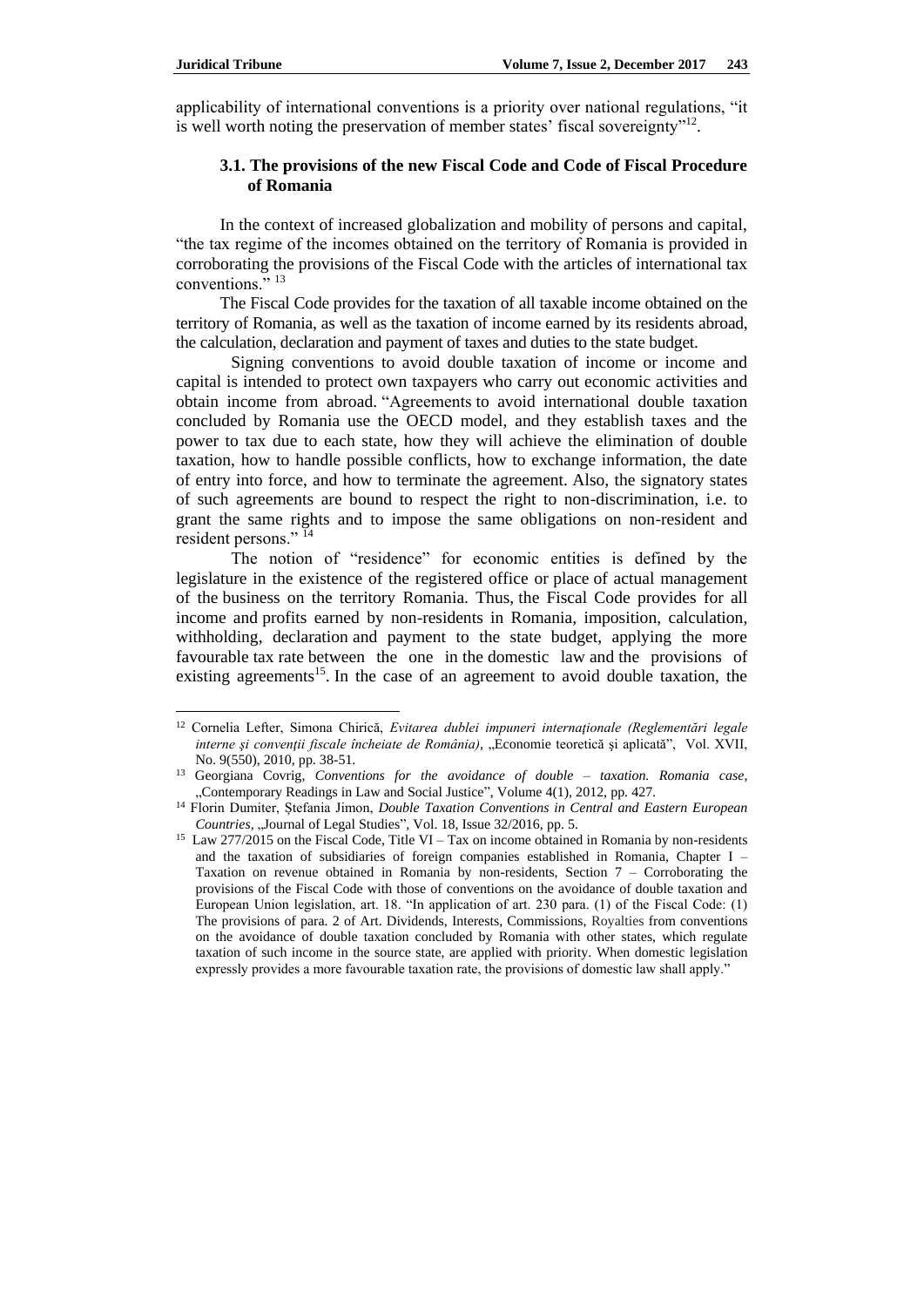applicability of international conventions is a priority over national regulations, "it is well worth noting the preservation of member states' fiscal sovereignty"[12].

### 3.1. The provisions of the new Fiscal Code and Code of Fiscal Procedure of Romania

In the context of increased globalization and mobility of persons and capital, "the tax regime of the incomes obtained on the territory of Romania is provided in corroborating the provisions of the Fiscal Code with the articles of international tax conventions." [13]

The Fiscal Code provides for the taxation of all taxable income obtained on the territory of Romania, as well as the taxation of income earned by its residents abroad, the calculation, declaration and payment of taxes and duties to the state budget.

Signing conventions to avoid double taxation of income or income and capital is intended to protect own taxpayers who carry out economic activities and obtain income from abroad. "Agreements to avoid international double taxation concluded by Romania use the OECD model, and they establish taxes and the power to tax due to each state, how they will achieve the elimination of double taxation, how to handle possible conflicts, how to exchange information, the date of entry into force, and how to terminate the agreement. Also, the signatory states of such agreements are bound to respect the right to non-discrimination, i.e. to grant the same rights and to impose the same obligations on non-resident and resident persons." [14]

The notion of "residence" for economic entities is defined by the legislature in the existence of the registered office or place of actual management of the business on the territory Romania. Thus, the Fiscal Code provides for all income and profits earned by non-residents in Romania, imposition, calculation, withholding, declaration and payment to the state budget, applying the more favourable tax rate between the one in the domestic law and the provisions of existing agreements[15]. In the case of an agreement to avoid double taxation, the

---

[12] Cornelia Lefter, Simona Chirică, *Evitarea dublei impuneri internaţionale (Reglementări legale interne şi convenţii fiscale încheiate de România)*, „Economie teoretică şi aplicată", Vol. XVII, No. 9(550), 2010, pp. 38-51.

[13] Georgiana Covrig, *Conventions for the avoidance of double – taxation. Romania case*, „Contemporary Readings in Law and Social Justice", Volume 4(1), 2012, pp. 427.

[14] Florin Dumiter, Ştefania Jimon, *Double Taxation Conventions in Central and Eastern European Countries*, „Journal of Legal Studies", Vol. 18, Issue 32/2016, pp. 5.

[15] Law 277/2015 on the Fiscal Code, Title VI – Tax on income obtained in Romania by non-residents and the taxation of subsidiaries of foreign companies established in Romania, Chapter I – Taxation on revenue obtained in Romania by non-residents, Section 7 – Corroborating the provisions of the Fiscal Code with those of conventions on the avoidance of double taxation and European Union legislation, art. 18. "In application of art. 230 para. (1) of the Fiscal Code: (1) The provisions of para. 2 of Art. Dividends, Interests, Commissions, Royalties from conventions on the avoidance of double taxation concluded by Romania with other states, which regulate taxation of such income in the source state, are applied with priority. When domestic legislation expressly provides a more favourable taxation rate, the provisions of domestic law shall apply."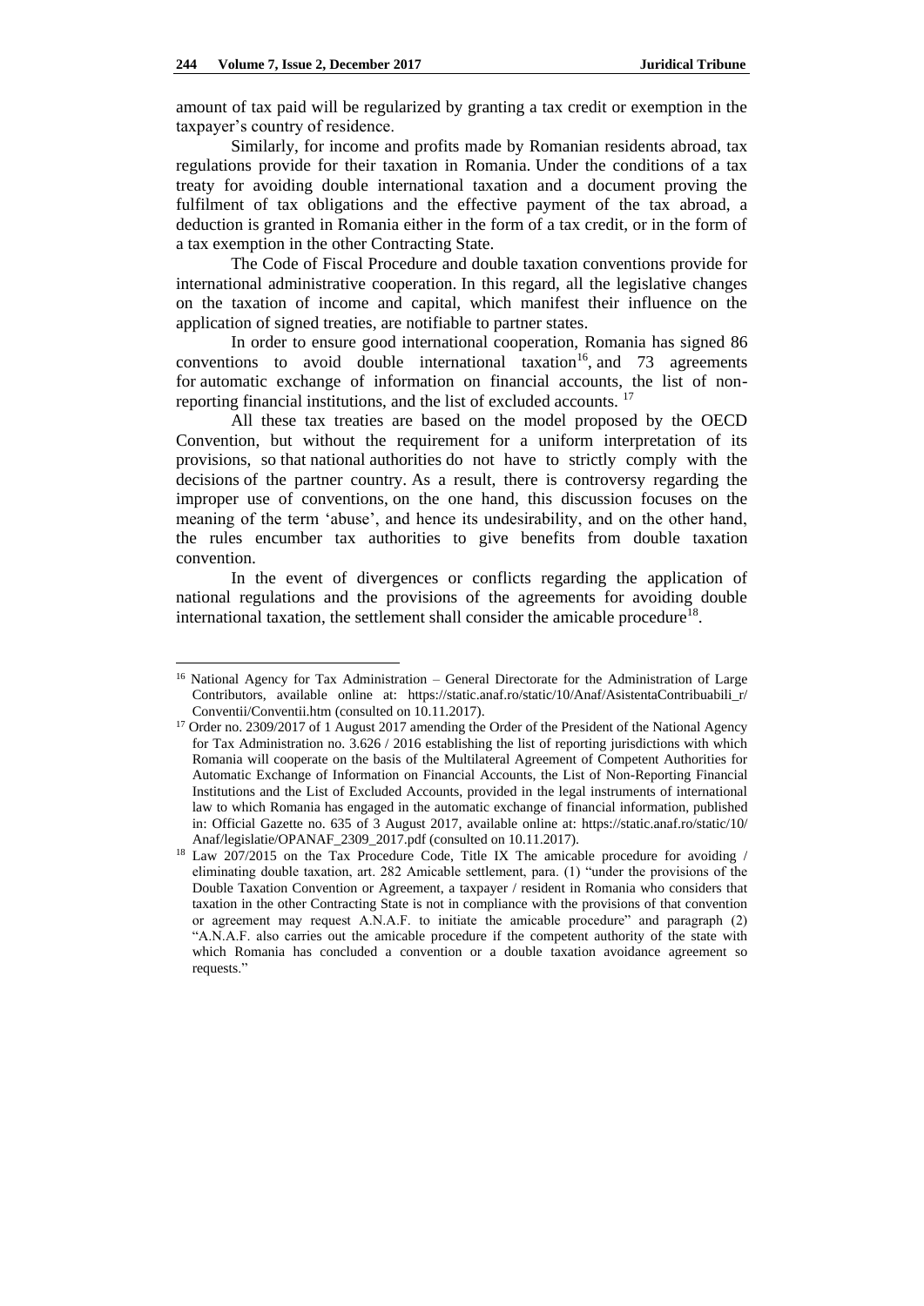amount of tax paid will be regularized by granting a tax credit or exemption in the taxpayer's country of residence.

Similarly, for income and profits made by Romanian residents abroad, tax regulations provide for their taxation in Romania. Under the conditions of a tax treaty for avoiding double international taxation and a document proving the fulfilment of tax obligations and the effective payment of the tax abroad, a deduction is granted in Romania either in the form of a tax credit, or in the form of a tax exemption in the other Contracting State.

The Code of Fiscal Procedure and double taxation conventions provide for international administrative cooperation. In this regard, all the legislative changes on the taxation of income and capital, which manifest their influence on the application of signed treaties, are notifiable to partner states.

In order to ensure good international cooperation, Romania has signed 86 conventions to avoid double international taxation[16], and 73 agreements for automatic exchange of information on financial accounts, the list of non-reporting financial institutions, and the list of excluded accounts. [17]

All these tax treaties are based on the model proposed by the OECD Convention, but without the requirement for a uniform interpretation of its provisions, so that national authorities do not have to strictly comply with the decisions of the partner country. As a result, there is controversy regarding the improper use of conventions, on the one hand, this discussion focuses on the meaning of the term 'abuse', and hence its undesirability, and on the other hand, the rules encumber tax authorities to give benefits from double taxation convention.

In the event of divergences or conflicts regarding the application of national regulations and the provisions of the agreements for avoiding double international taxation, the settlement shall consider the amicable procedure[18].

---

[16] National Agency for Tax Administration – General Directorate for the Administration of Large Contributors, available online at: https://static.anaf.ro/static/10/Anaf/AsistentaContribuabili_r/Conventii/Conventii.htm (consulted on 10.11.2017).

[17] Order no. 2309/2017 of 1 August 2017 amending the Order of the President of the National Agency for Tax Administration no. 3.626 / 2016 establishing the list of reporting jurisdictions with which Romania will cooperate on the basis of the Multilateral Agreement of Competent Authorities for Automatic Exchange of Information on Financial Accounts, the List of Non-Reporting Financial Institutions and the List of Excluded Accounts, provided in the legal instruments of international law to which Romania has engaged in the automatic exchange of financial information, published in: Official Gazette no. 635 of 3 August 2017, available online at: https://static.anaf.ro/static/10/Anaf/legislatie/OPANAF_2309_2017.pdf (consulted on 10.11.2017).

[18] Law 207/2015 on the Tax Procedure Code, Title IX The amicable procedure for avoiding / eliminating double taxation, art. 282 Amicable settlement, para. (1) "under the provisions of the Double Taxation Convention or Agreement, a taxpayer / resident in Romania who considers that taxation in the other Contracting State is not in compliance with the provisions of that convention or agreement may request A.N.A.F. to initiate the amicable procedure" and paragraph (2) "A.N.A.F. also carries out the amicable procedure if the competent authority of the state with which Romania has concluded a convention or a double taxation avoidance agreement so requests."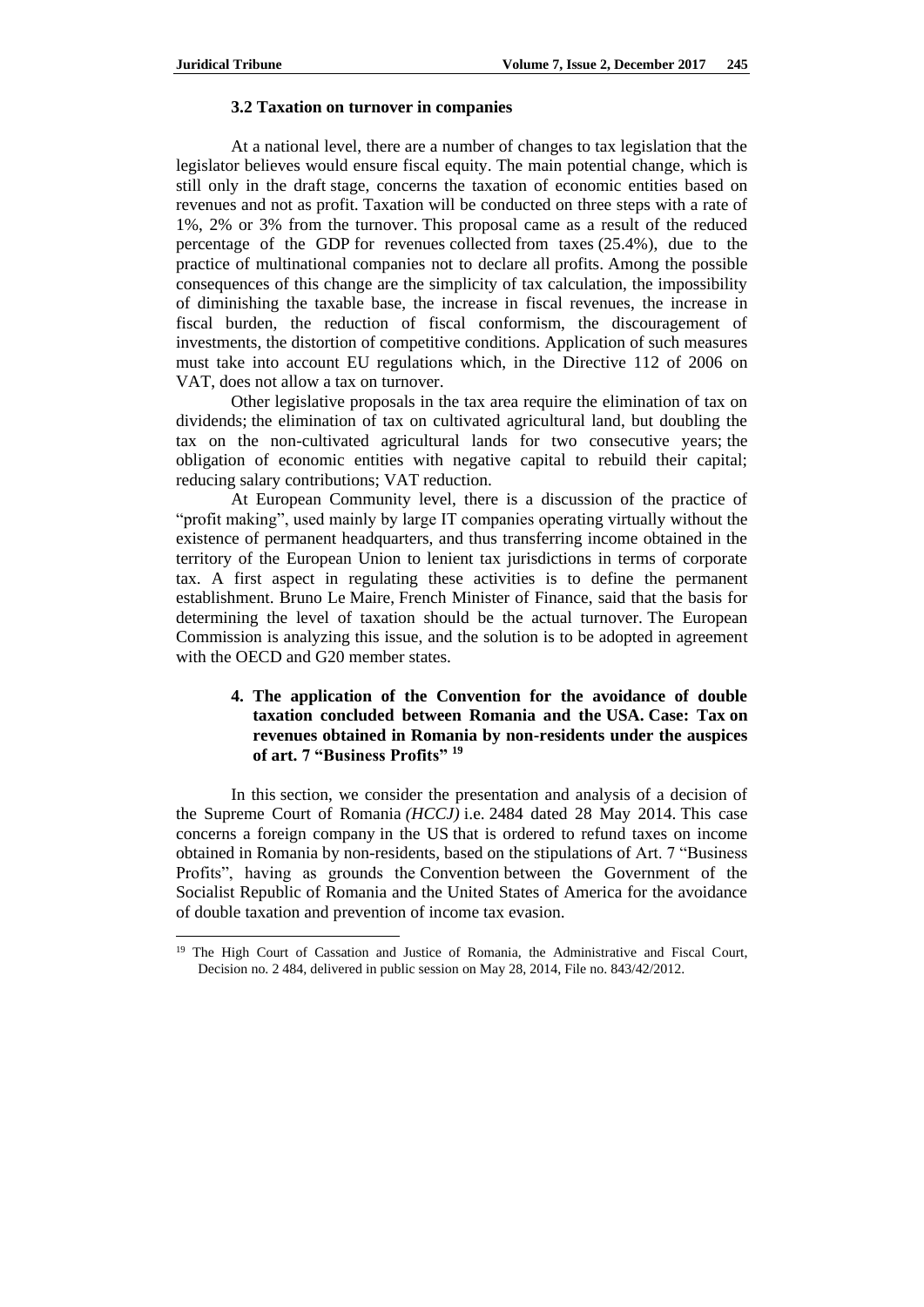### 3.2 Taxation on turnover in companies

At a national level, there are a number of changes to tax legislation that the legislator believes would ensure fiscal equity. The main potential change, which is still only in the draft stage, concerns the taxation of economic entities based on revenues and not as profit. Taxation will be conducted on three steps with a rate of 1%, 2% or 3% from the turnover. This proposal came as a result of the reduced percentage of the GDP for revenues collected from taxes (25.4%), due to the practice of multinational companies not to declare all profits. Among the possible consequences of this change are the simplicity of tax calculation, the impossibility of diminishing the taxable base, the increase in fiscal revenues, the increase in fiscal burden, the reduction of fiscal conformism, the discouragement of investments, the distortion of competitive conditions. Application of such measures must take into account EU regulations which, in the Directive 112 of 2006 on VAT, does not allow a tax on turnover.

Other legislative proposals in the tax area require the elimination of tax on dividends; the elimination of tax on cultivated agricultural land, but doubling the tax on the non-cultivated agricultural lands for two consecutive years; the obligation of economic entities with negative capital to rebuild their capital; reducing salary contributions; VAT reduction.

At European Community level, there is a discussion of the practice of "profit making", used mainly by large IT companies operating virtually without the existence of permanent headquarters, and thus transferring income obtained in the territory of the European Union to lenient tax jurisdictions in terms of corporate tax. A first aspect in regulating these activities is to define the permanent establishment. Bruno Le Maire, French Minister of Finance, said that the basis for determining the level of taxation should be the actual turnover. The European Commission is analyzing this issue, and the solution is to be adopted in agreement with the OECD and G20 member states.

## 4. The application of the Convention for the avoidance of double taxation concluded between Romania and the USA. Case: Tax on revenues obtained in Romania by non-residents under the auspices of art. 7 "Business Profits" [19]

In this section, we consider the presentation and analysis of a decision of the Supreme Court of Romania *(HCCJ)* i.e. 2484 dated 28 May 2014. This case concerns a foreign company in the US that is ordered to refund taxes on income obtained in Romania by non-residents, based on the stipulations of Art. 7 "Business Profits", having as grounds the Convention between the Government of the Socialist Republic of Romania and the United States of America for the avoidance of double taxation and prevention of income tax evasion.

---

[19] The High Court of Cassation and Justice of Romania, the Administrative and Fiscal Court, Decision no. 2 484, delivered in public session on May 28, 2014, File no. 843/42/2012.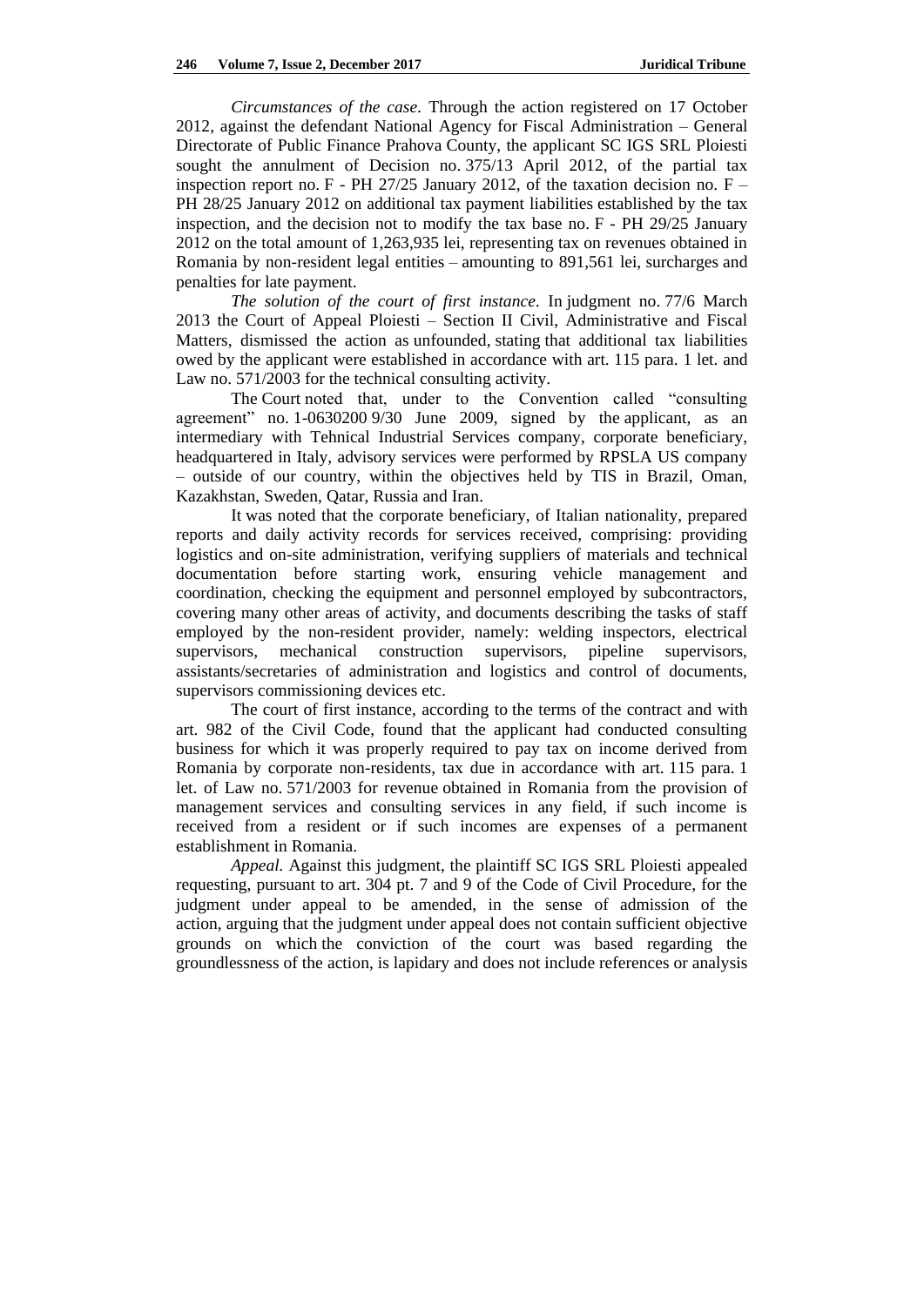*Circumstances of the case.* Through the action registered on 17 October 2012, against the defendant National Agency for Fiscal Administration – General Directorate of Public Finance Prahova County, the applicant SC IGS SRL Ploiesti sought the annulment of Decision no. 375/13 April 2012, of the partial tax inspection report no. F - PH 27/25 January 2012, of the taxation decision no. F – PH 28/25 January 2012 on additional tax payment liabilities established by the tax inspection, and the decision not to modify the tax base no. F - PH 29/25 January 2012 on the total amount of 1,263,935 lei, representing tax on revenues obtained in Romania by non-resident legal entities – amounting to 891,561 lei, surcharges and penalties for late payment.

*The solution of the court of first instance.* In judgment no. 77/6 March 2013 the Court of Appeal Ploiesti – Section II Civil, Administrative and Fiscal Matters, dismissed the action as unfounded, stating that additional tax liabilities owed by the applicant were established in accordance with art. 115 para. 1 let. and Law no. 571/2003 for the technical consulting activity.

The Court noted that, under to the Convention called "consulting agreement" no. 1-0630200 9/30 June 2009, signed by the applicant, as an intermediary with Tehnical Industrial Services company, corporate beneficiary, headquartered in Italy, advisory services were performed by RPSLA US company – outside of our country, within the objectives held by TIS in Brazil, Oman, Kazakhstan, Sweden, Qatar, Russia and Iran.

It was noted that the corporate beneficiary, of Italian nationality, prepared reports and daily activity records for services received, comprising: providing logistics and on-site administration, verifying suppliers of materials and technical documentation before starting work, ensuring vehicle management and coordination, checking the equipment and personnel employed by subcontractors, covering many other areas of activity, and documents describing the tasks of staff employed by the non-resident provider, namely: welding inspectors, electrical supervisors, mechanical construction supervisors, pipeline supervisors, assistants/secretaries of administration and logistics and control of documents, supervisors commissioning devices etc.

The court of first instance, according to the terms of the contract and with art. 982 of the Civil Code, found that the applicant had conducted consulting business for which it was properly required to pay tax on income derived from Romania by corporate non-residents, tax due in accordance with art. 115 para. 1 let. of Law no. 571/2003 for revenue obtained in Romania from the provision of management services and consulting services in any field, if such income is received from a resident or if such incomes are expenses of a permanent establishment in Romania.

*Appeal.* Against this judgment, the plaintiff SC IGS SRL Ploiesti appealed requesting, pursuant to art. 304 pt. 7 and 9 of the Code of Civil Procedure, for the judgment under appeal to be amended, in the sense of admission of the action, arguing that the judgment under appeal does not contain sufficient objective grounds on which the conviction of the court was based regarding the groundlessness of the action, is lapidary and does not include references or analysis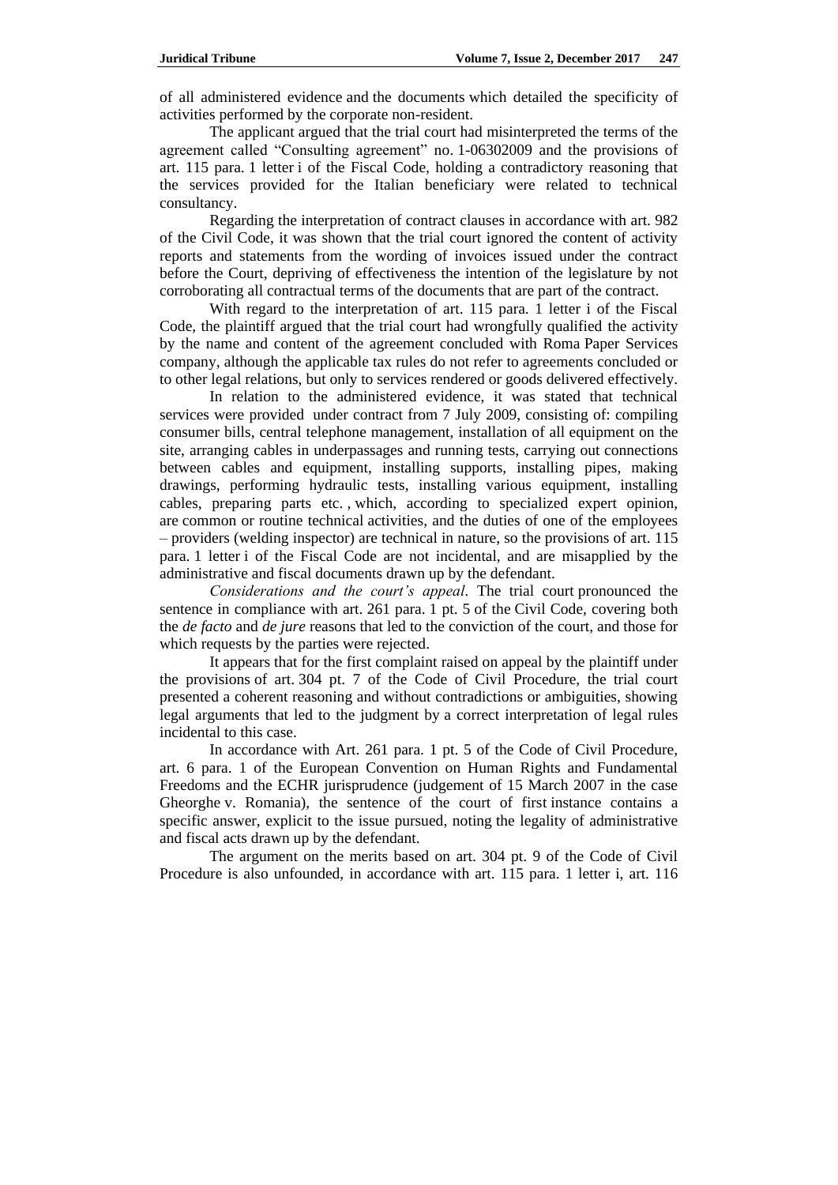of all administered evidence and the documents which detailed the specificity of activities performed by the corporate non-resident.

The applicant argued that the trial court had misinterpreted the terms of the agreement called "Consulting agreement" no. 1-06302009 and the provisions of art. 115 para. 1 letter i of the Fiscal Code, holding a contradictory reasoning that the services provided for the Italian beneficiary were related to technical consultancy.

Regarding the interpretation of contract clauses in accordance with art. 982 of the Civil Code, it was shown that the trial court ignored the content of activity reports and statements from the wording of invoices issued under the contract before the Court, depriving of effectiveness the intention of the legislature by not corroborating all contractual terms of the documents that are part of the contract.

With regard to the interpretation of art. 115 para. 1 letter i of the Fiscal Code, the plaintiff argued that the trial court had wrongfully qualified the activity by the name and content of the agreement concluded with Roma Paper Services company, although the applicable tax rules do not refer to agreements concluded or to other legal relations, but only to services rendered or goods delivered effectively.

In relation to the administered evidence, it was stated that technical services were provided under contract from 7 July 2009, consisting of: compiling consumer bills, central telephone management, installation of all equipment on the site, arranging cables in underpassages and running tests, carrying out connections between cables and equipment, installing supports, installing pipes, making drawings, performing hydraulic tests, installing various equipment, installing cables, preparing parts etc. , which, according to specialized expert opinion, are common or routine technical activities, and the duties of one of the employees – providers (welding inspector) are technical in nature, so the provisions of art. 115 para. 1 letter i of the Fiscal Code are not incidental, and are misapplied by the administrative and fiscal documents drawn up by the defendant.

*Considerations and the court's appeal*. The trial court pronounced the sentence in compliance with art. 261 para. 1 pt. 5 of the Civil Code, covering both the *de facto* and *de jure* reasons that led to the conviction of the court, and those for which requests by the parties were rejected.

It appears that for the first complaint raised on appeal by the plaintiff under the provisions of art. 304 pt. 7 of the Code of Civil Procedure, the trial court presented a coherent reasoning and without contradictions or ambiguities, showing legal arguments that led to the judgment by a correct interpretation of legal rules incidental to this case.

In accordance with Art. 261 para. 1 pt. 5 of the Code of Civil Procedure, art. 6 para. 1 of the European Convention on Human Rights and Fundamental Freedoms and the ECHR jurisprudence (judgement of 15 March 2007 in the case Gheorghe v. Romania), the sentence of the court of first instance contains a specific answer, explicit to the issue pursued, noting the legality of administrative and fiscal acts drawn up by the defendant.

The argument on the merits based on art. 304 pt. 9 of the Code of Civil Procedure is also unfounded, in accordance with art. 115 para. 1 letter i, art. 116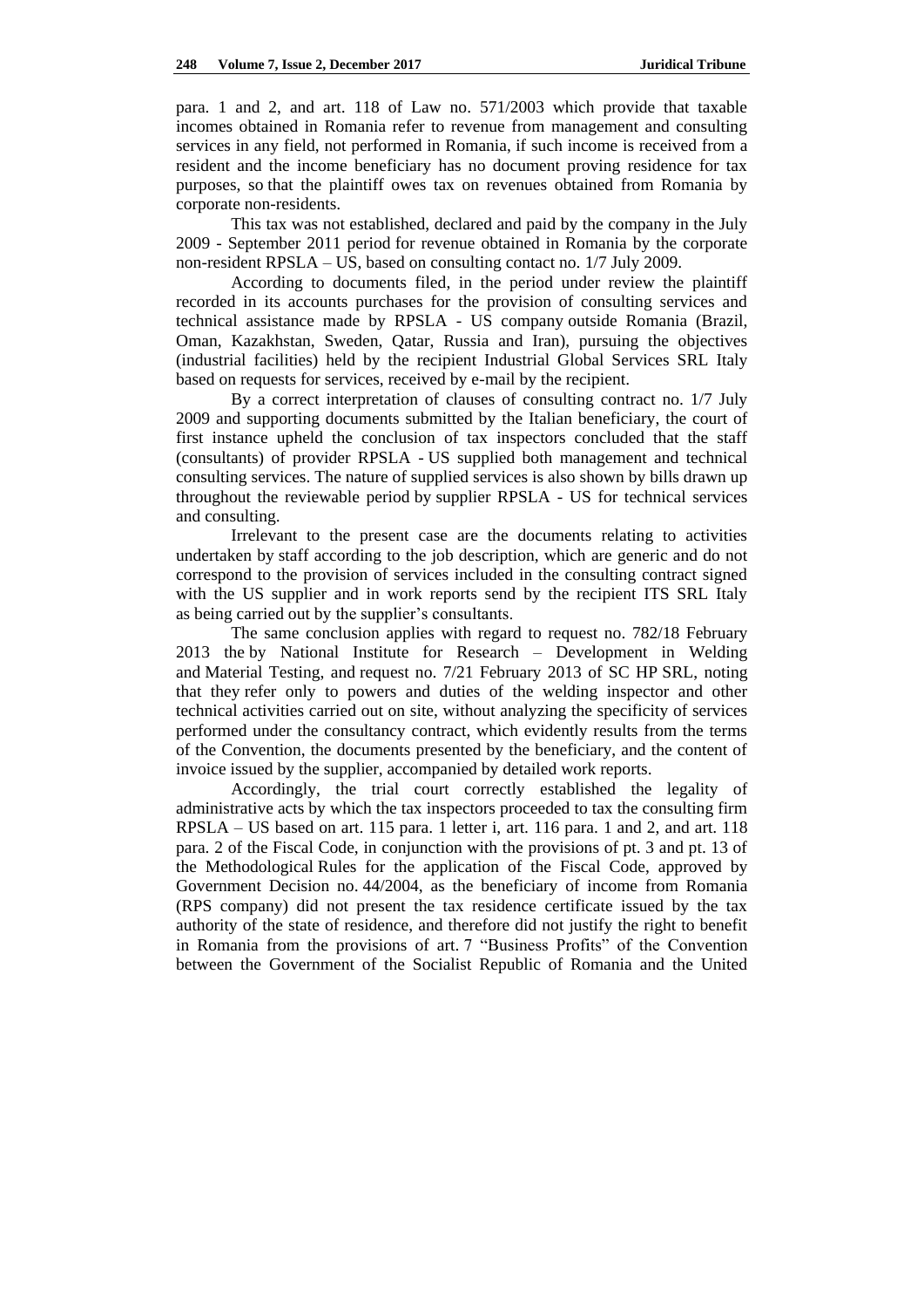para. 1 and 2, and art. 118 of Law no. 571/2003 which provide that taxable incomes obtained in Romania refer to revenue from management and consulting services in any field, not performed in Romania, if such income is received from a resident and the income beneficiary has no document proving residence for tax purposes, so that the plaintiff owes tax on revenues obtained from Romania by corporate non-residents.

This tax was not established, declared and paid by the company in the July 2009 - September 2011 period for revenue obtained in Romania by the corporate non-resident RPSLA – US, based on consulting contact no. 1/7 July 2009.

According to documents filed, in the period under review the plaintiff recorded in its accounts purchases for the provision of consulting services and technical assistance made by RPSLA - US company outside Romania (Brazil, Oman, Kazakhstan, Sweden, Qatar, Russia and Iran), pursuing the objectives (industrial facilities) held by the recipient Industrial Global Services SRL Italy based on requests for services, received by e-mail by the recipient.

By a correct interpretation of clauses of consulting contract no. 1/7 July 2009 and supporting documents submitted by the Italian beneficiary, the court of first instance upheld the conclusion of tax inspectors concluded that the staff (consultants) of provider RPSLA - US supplied both management and technical consulting services. The nature of supplied services is also shown by bills drawn up throughout the reviewable period by supplier RPSLA - US for technical services and consulting.

Irrelevant to the present case are the documents relating to activities undertaken by staff according to the job description, which are generic and do not correspond to the provision of services included in the consulting contract signed with the US supplier and in work reports send by the recipient ITS SRL Italy as being carried out by the supplier's consultants.

The same conclusion applies with regard to request no. 782/18 February 2013 the by National Institute for Research – Development in Welding and Material Testing, and request no. 7/21 February 2013 of SC HP SRL, noting that they refer only to powers and duties of the welding inspector and other technical activities carried out on site, without analyzing the specificity of services performed under the consultancy contract, which evidently results from the terms of the Convention, the documents presented by the beneficiary, and the content of invoice issued by the supplier, accompanied by detailed work reports.

Accordingly, the trial court correctly established the legality of administrative acts by which the tax inspectors proceeded to tax the consulting firm RPSLA – US based on art. 115 para. 1 letter i, art. 116 para. 1 and 2, and art. 118 para. 2 of the Fiscal Code, in conjunction with the provisions of pt. 3 and pt. 13 of the Methodological Rules for the application of the Fiscal Code, approved by Government Decision no. 44/2004, as the beneficiary of income from Romania (RPS company) did not present the tax residence certificate issued by the tax authority of the state of residence, and therefore did not justify the right to benefit in Romania from the provisions of art. 7 "Business Profits" of the Convention between the Government of the Socialist Republic of Romania and the United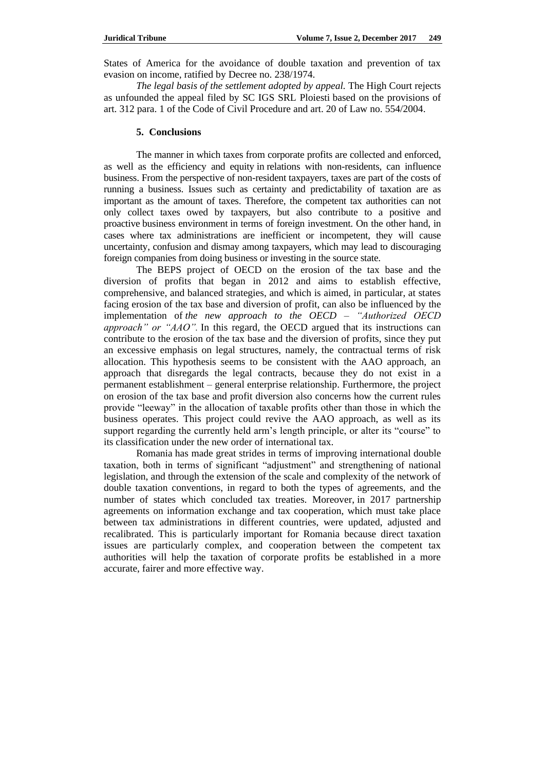States of America for the avoidance of double taxation and prevention of tax evasion on income, ratified by Decree no. 238/1974.

*The legal basis of the settlement adopted by appeal.* The High Court rejects as unfounded the appeal filed by SC IGS SRL Ploiesti based on the provisions of art. 312 para. 1 of the Code of Civil Procedure and art. 20 of Law no. 554/2004.

## 5. Conclusions

The manner in which taxes from corporate profits are collected and enforced, as well as the efficiency and equity in relations with non-residents, can influence business. From the perspective of non-resident taxpayers, taxes are part of the costs of running a business. Issues such as certainty and predictability of taxation are as important as the amount of taxes. Therefore, the competent tax authorities can not only collect taxes owed by taxpayers, but also contribute to a positive and proactive business environment in terms of foreign investment. On the other hand, in cases where tax administrations are inefficient or incompetent, they will cause uncertainty, confusion and dismay among taxpayers, which may lead to discouraging foreign companies from doing business or investing in the source state.

The BEPS project of OECD on the erosion of the tax base and the diversion of profits that began in 2012 and aims to establish effective, comprehensive, and balanced strategies, and which is aimed, in particular, at states facing erosion of the tax base and diversion of profit, can also be influenced by the implementation of *the new approach to the OECD – "Authorized OECD approach" or "AAO".* In this regard, the OECD argued that its instructions can contribute to the erosion of the tax base and the diversion of profits, since they put an excessive emphasis on legal structures, namely, the contractual terms of risk allocation. This hypothesis seems to be consistent with the AAO approach, an approach that disregards the legal contracts, because they do not exist in a permanent establishment – general enterprise relationship. Furthermore, the project on erosion of the tax base and profit diversion also concerns how the current rules provide "leeway" in the allocation of taxable profits other than those in which the business operates. This project could revive the AAO approach, as well as its support regarding the currently held arm's length principle, or alter its "course" to its classification under the new order of international tax.

Romania has made great strides in terms of improving international double taxation, both in terms of significant "adjustment" and strengthening of national legislation, and through the extension of the scale and complexity of the network of double taxation conventions, in regard to both the types of agreements, and the number of states which concluded tax treaties. Moreover, in 2017 partnership agreements on information exchange and tax cooperation, which must take place between tax administrations in different countries, were updated, adjusted and recalibrated. This is particularly important for Romania because direct taxation issues are particularly complex, and cooperation between the competent tax authorities will help the taxation of corporate profits be established in a more accurate, fairer and more effective way.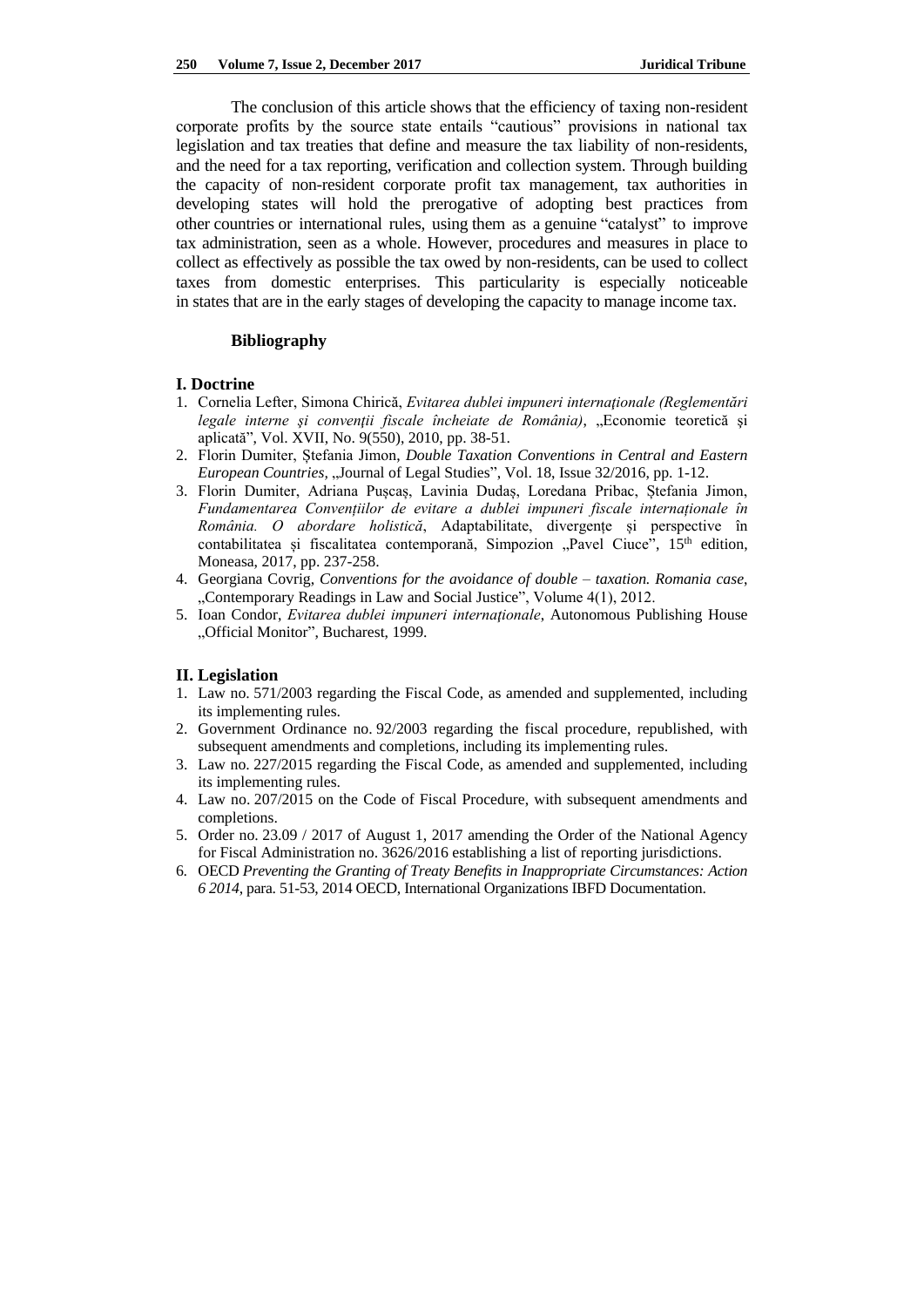The conclusion of this article shows that the efficiency of taxing non-resident corporate profits by the source state entails "cautious" provisions in national tax legislation and tax treaties that define and measure the tax liability of non-residents, and the need for a tax reporting, verification and collection system. Through building the capacity of non-resident corporate profit tax management, tax authorities in developing states will hold the prerogative of adopting best practices from other countries or international rules, using them as a genuine "catalyst" to improve tax administration, seen as a whole. However, procedures and measures in place to collect as effectively as possible the tax owed by non-residents, can be used to collect taxes from domestic enterprises. This particularity is especially noticeable in states that are in the early stages of developing the capacity to manage income tax.

## Bibliography

### I. Doctrine

1. Cornelia Lefter, Simona Chirică, *Evitarea dublei impuneri internaţionale (Reglementări legale interne şi convenţii fiscale încheiate de România)*, „Economie teoretică şi aplicată", Vol. XVII, No. 9(550), 2010, pp. 38-51.
2. Florin Dumiter, Ștefania Jimon, *Double Taxation Conventions in Central and Eastern European Countries*, „Journal of Legal Studies", Vol. 18, Issue 32/2016, pp. 1-12.
3. Florin Dumiter, Adriana Pușcaș, Lavinia Dudaș, Loredana Pribac, Ștefania Jimon, *Fundamentarea Convențiilor de evitare a dublei impuneri fiscale internaționale în România. O abordare holistică*, Adaptabilitate, divergențe și perspective în contabilitatea și fiscalitatea contemporană, Simpozion „Pavel Ciuce", 15th edition, Moneasa, 2017, pp. 237-258.
4. Georgiana Covrig, *Conventions for the avoidance of double – taxation. Romania case*, „Contemporary Readings in Law and Social Justice", Volume 4(1), 2012.
5. Ioan Condor, *Evitarea dublei impuneri internaționale*, Autonomous Publishing House „Official Monitor", Bucharest, 1999.

### II. Legislation

1. Law no. 571/2003 regarding the Fiscal Code, as amended and supplemented, including its implementing rules.
2. Government Ordinance no. 92/2003 regarding the fiscal procedure, republished, with subsequent amendments and completions, including its implementing rules.
3. Law no. 227/2015 regarding the Fiscal Code, as amended and supplemented, including its implementing rules.
4. Law no. 207/2015 on the Code of Fiscal Procedure, with subsequent amendments and completions.
5. Order no. 23.09 / 2017 of August 1, 2017 amending the Order of the National Agency for Fiscal Administration no. 3626/2016 establishing a list of reporting jurisdictions.
6. OECD *Preventing the Granting of Treaty Benefits in Inappropriate Circumstances: Action 6 2014*, para. 51-53, 2014 OECD, International Organizations IBFD Documentation.